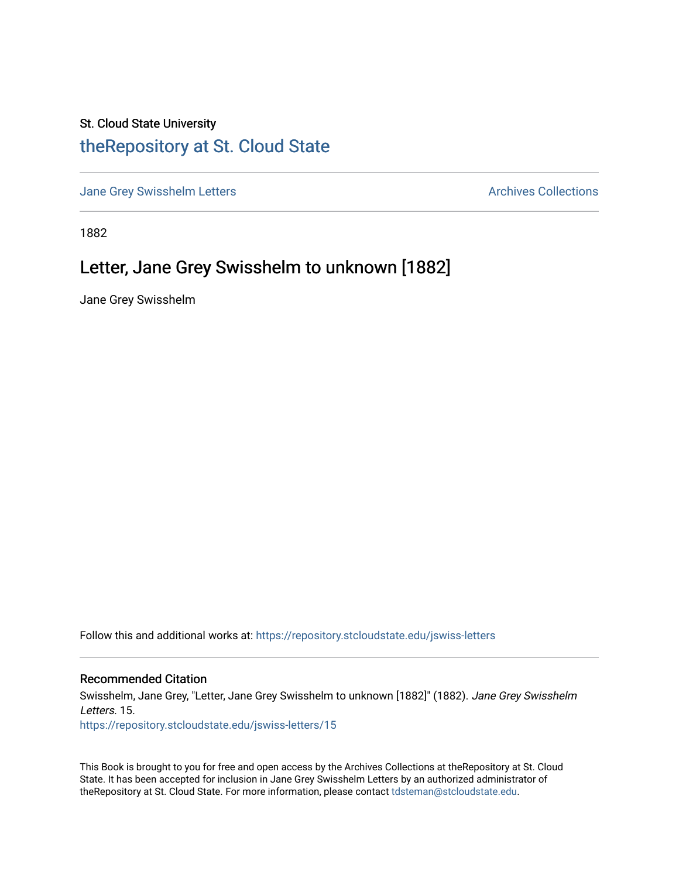St. Cloud State University

# theRepository at St. Cloud State

Jane Grey Swisshelm Letters

Archives Collections

1882

## Letter, Jane Grey Swisshelm to unknown [1882]

Jane Grey Swisshelm

Follow this and additional works at: https://repository.stcloudstate.edu/jswiss-letters

### Recommended Citation

Swisshelm, Jane Grey, "Letter, Jane Grey Swisshelm to unknown [1882]" (1882). *Jane Grey Swisshelm Letters*. 15.
https://repository.stcloudstate.edu/jswiss-letters/15

This Book is brought to you for free and open access by the Archives Collections at theRepository at St. Cloud State. It has been accepted for inclusion in Jane Grey Swisshelm Letters by an authorized administrator of theRepository at St. Cloud State. For more information, please contact tdsteman@stcloudstate.edu.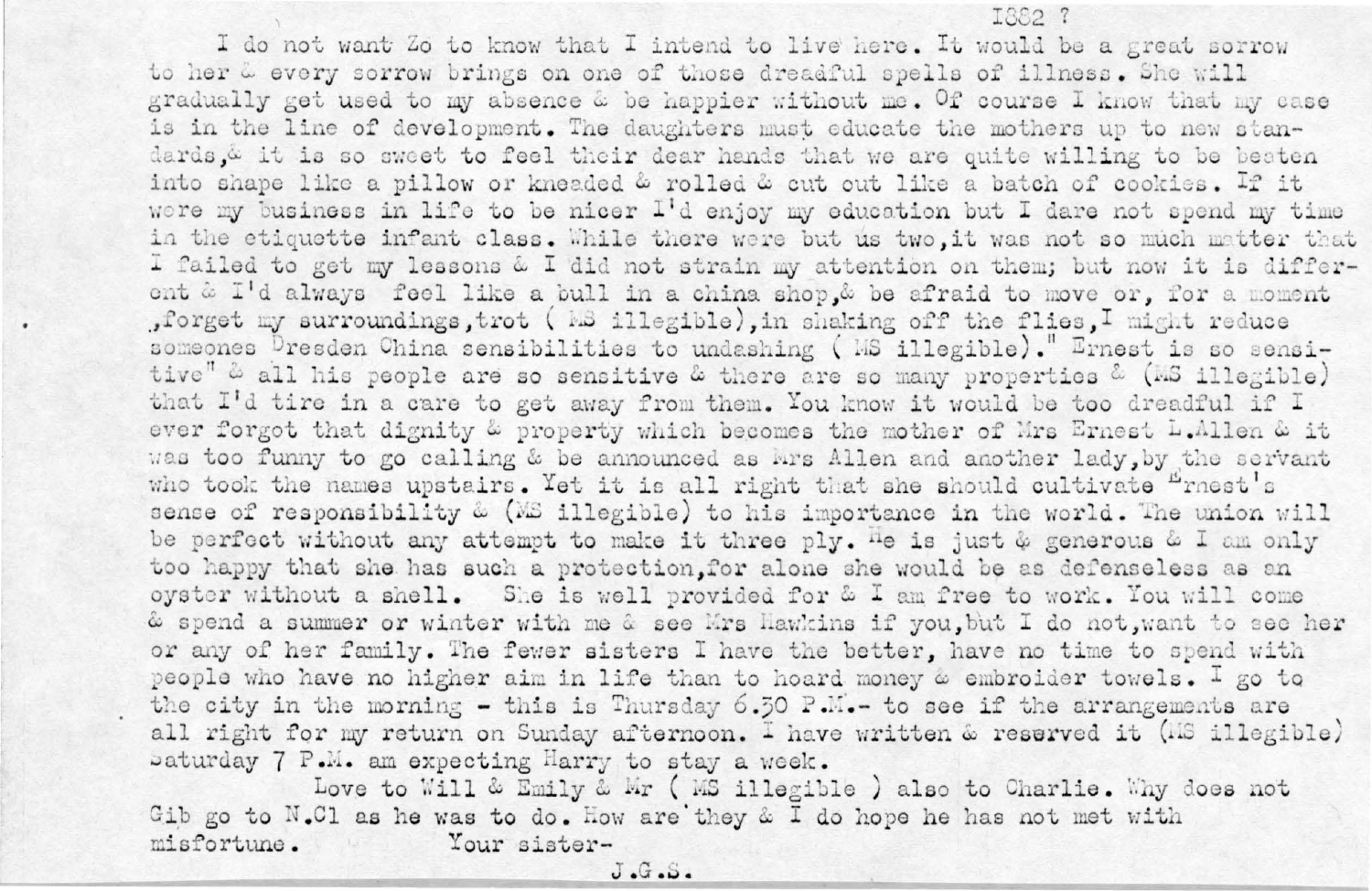1882 ?

I do not want Zo to know that I intend to live here. It would be a great sorrow to her & every sorrow brings on one of those dreadful spells of illness. She will gradually get used to my absence & be happier without me. Of course I know that my case is in the line of development. The daughters must educate the mothers up to new standards,& it is so sweet to feel their dear hands that we are quite willing to be beaten into shape like a pillow or kneaded & rolled & cut out like a batch of cookies. If it were my business in life to be nicer I'd enjoy my education but I dare not spend my time in the etiquette infant class. While there were but us two,it was not so much matter that I failed to get my lessons & I did not strain my attention on them; but now it is different & I'd always feel like a bull in a china shop,& be afraid to move or, for a moment ,forget my surroundings,trot ( MS illegible),in shaking off the flies,I might reduce someones Dresden China sensibilities to undashing ( MS illegible)." Ernest is so sensitive" & all his people are so sensitive & there are so many properties & (MS illegible) that I'd tire in a care to get away from them. You know it would be too dreadful if I ever forgot that dignity & property which becomes the mother of Mrs Ernest L.Allen & it was too funny to go calling & be announced as Mrs Allen and another lady,by the servant who took the names upstairs. Yet it is all right that she should cultivate Ernest's sense of responsibility & (MS illegible) to his importance in the world. The union will be perfect without any attempt to make it three ply. He is just & generous & I am only too happy that she has such a protection,for alone she would be as defenseless as an oyster without a shell. She is well provided for & I am free to work. You will come & spend a summer or winter with me & see Mrs Hawkins if you,but I do not,want to see her or any of her family. The fewer sisters I have the better, have no time to spend with people who have no higher aim in life than to hoard money & embroider towels. I go to the city in the morning - this is Thursday 6.30 P.M.- to see if the arrangements are all right for my return on Sunday afternoon. I have written & reserved it (MS illegible) Saturday 7 P.M. am expecting Harry to stay a week.

Love to Will & Emily & Mr ( MS illegible ) also to Charlie. Why does not Gib go to N.Cl as he was to do. How are they & I do hope he has not met with misfortune.

Your sister-

J.G.S.